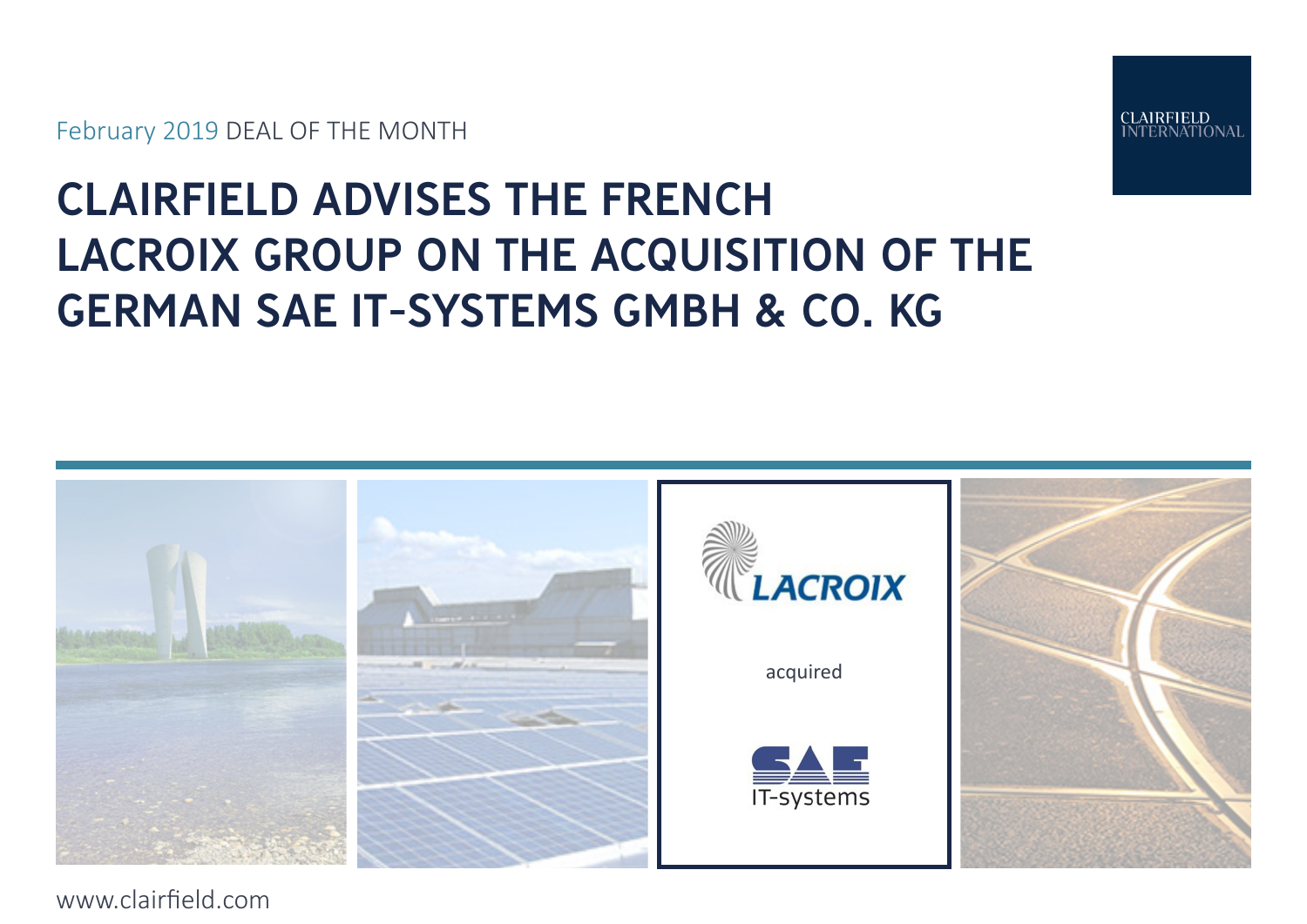February 2019 DEAL OF THE MONTH

CLAIRFIELD INTERNATIONAL

# CLAIRFIELD ADVISES THE FRENCH LACROIX GROUP ON THE ACQUISITION OF THE GERMAN SAE IT-SYSTEMS GMBH & CO. KG

LACROIX

acquired

SAE IT-systems

www.clairfield.com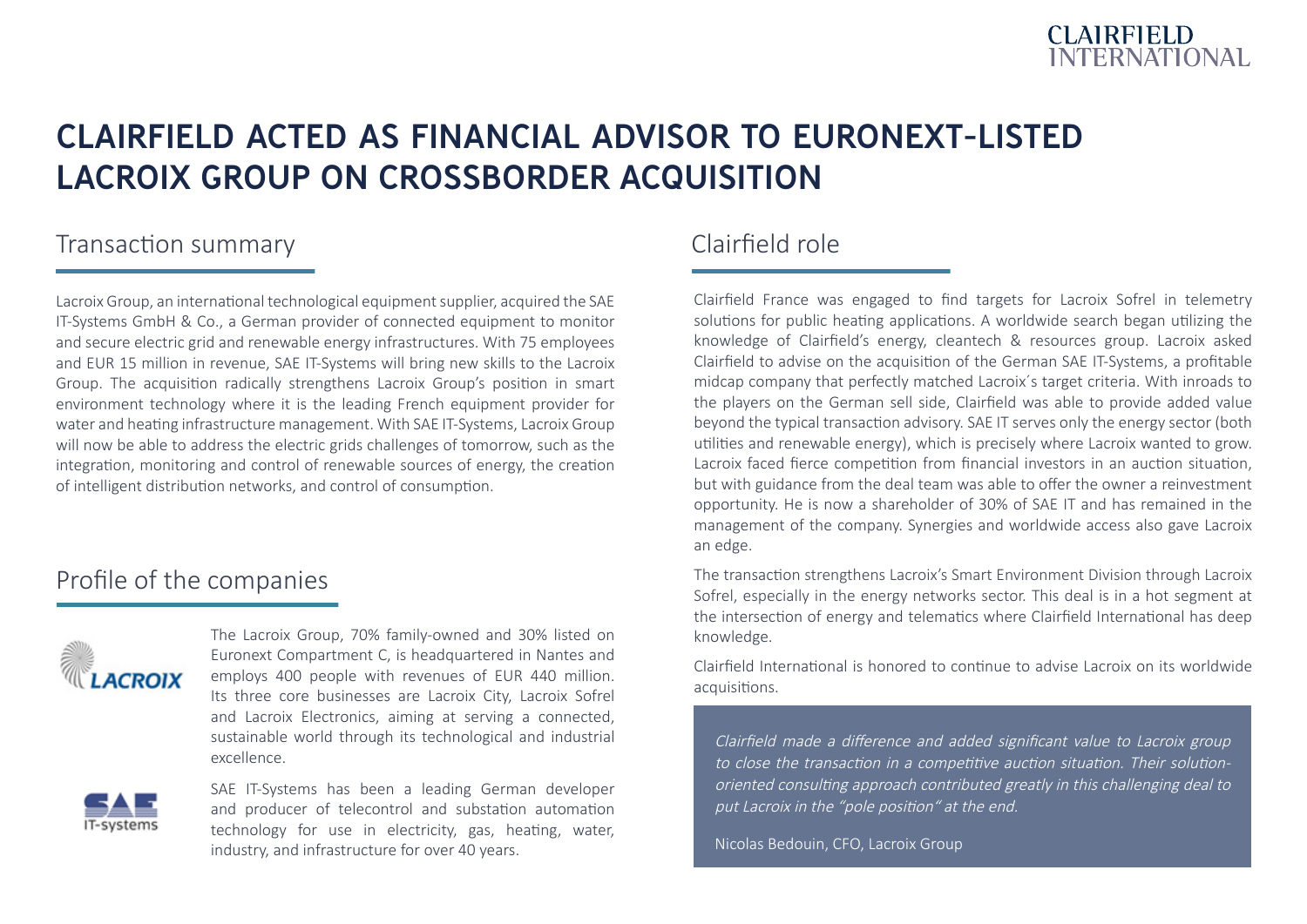# CLAIRFIELD ACTED AS FINANCIAL ADVISOR TO EURONEXT-LISTED LACROIX GROUP ON CROSSBORDER ACQUISITION

## Transaction summary

Lacroix Group, an international technological equipment supplier, acquired the SAE IT-Systems GmbH & Co., a German provider of connected equipment to monitor and secure electric grid and renewable energy infrastructures. With 75 employees and EUR 15 million in revenue, SAE IT-Systems will bring new skills to the Lacroix Group. The acquisition radically strengthens Lacroix Group's position in smart environment technology where it is the leading French equipment provider for water and heating infrastructure management. With SAE IT-Systems, Lacroix Group will now be able to address the electric grids challenges of tomorrow, such as the integration, monitoring and control of renewable sources of energy, the creation of intelligent distribution networks, and control of consumption.

## Profile of the companies

The Lacroix Group, 70% family-owned and 30% listed on Euronext Compartment C, is headquartered in Nantes and employs 400 people with revenues of EUR 440 million. Its three core businesses are Lacroix City, Lacroix Sofrel and Lacroix Electronics, aiming at serving a connected, sustainable world through its technological and industrial excellence.

SAE IT-Systems has been a leading German developer and producer of telecontrol and substation automation technology for use in electricity, gas, heating, water, industry, and infrastructure for over 40 years.

## Clairfield role

Clairfield France was engaged to find targets for Lacroix Sofrel in telemetry solutions for public heating applications. A worldwide search began utilizing the knowledge of Clairfield's energy, cleantech & resources group. Lacroix asked Clairfield to advise on the acquisition of the German SAE IT-Systems, a profitable midcap company that perfectly matched Lacroix´s target criteria. With inroads to the players on the German sell side, Clairfield was able to provide added value beyond the typical transaction advisory. SAE IT serves only the energy sector (both utilities and renewable energy), which is precisely where Lacroix wanted to grow. Lacroix faced fierce competition from financial investors in an auction situation, but with guidance from the deal team was able to offer the owner a reinvestment opportunity. He is now a shareholder of 30% of SAE IT and has remained in the management of the company. Synergies and worldwide access also gave Lacroix an edge.

The transaction strengthens Lacroix's Smart Environment Division through Lacroix Sofrel, especially in the energy networks sector. This deal is in a hot segment at the intersection of energy and telematics where Clairfield International has deep knowledge.

Clairfield International is honored to continue to advise Lacroix on its worldwide acquisitions.

*Clairfield made a difference and added significant value to Lacroix group to close the transaction in a competitive auction situation. Their solution-oriented consulting approach contributed greatly in this challenging deal to put Lacroix in the "pole position" at the end.*

Nicolas Bedouin, CFO, Lacroix Group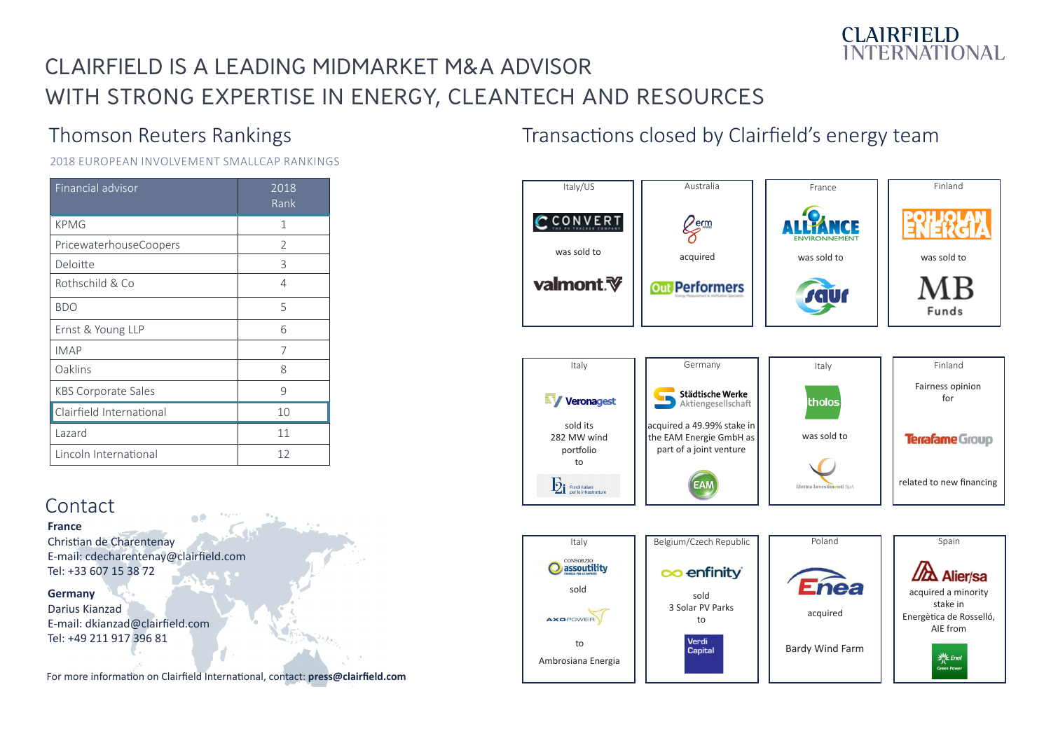# CLAIRFIELD IS A LEADING MIDMARKET M&A ADVISOR WITH STRONG EXPERTISE IN ENERGY, CLEANTECH AND RESOURCES

## Thomson Reuters Rankings

2018 EUROPEAN INVOLVEMENT SMALLCAP RANKINGS

| Financial advisor | 2018 Rank |
|---|---|
| KPMG | 1 |
| PricewaterhouseCoopers | 2 |
| Deloitte | 3 |
| Rothschild & Co | 4 |
| BDO | 5 |
| Ernst & Young LLP | 6 |
| IMAP | 7 |
| Oaklins | 8 |
| KBS Corporate Sales | 9 |
| Clairfield International | 10 |
| Lazard | 11 |
| Lincoln International | 12 |

## Contact

**France**
Christian de Charentenay
E-mail: cdecharentenay@clairfield.com
Tel: +33 607 15 38 72

**Germany**
Darius Kianzad
E-mail: dkianzad@clairfield.com
Tel: +49 211 917 396 81

For more information on Clairfield International, contact: **press@clairfield.com**

## Transactions closed by Clairfield's energy team

**Italy/US**
CONVERT
was sold to
valmont

**Australia**
erm
acquired
OutPerformers

**France**
ALLIANCE ENVIRONNEMENT
was sold to
saur

**Finland**
POHJOLAN ENERGIA
was sold to
MB Funds

**Italy**
Veronagest
sold its 282 MW wind portfolio to
F2i

**Germany**
Städtische Werke Aktiengesellschaft
acquired a 49.99% stake in the EAM Energie GmbH as part of a joint venture
EAM

**Italy**
tholos
was sold to
Elettra Investimenti SpA

**Finland**
Fairness opinion for
Terrafame Group
related to new financing

**Italy**
Consorzio assoutility
sold
AXOPOWER
to
Ambrosiana Energia

**Belgium/Czech Republic**
enfinity
sold 3 Solar PV Parks to
Verdi Capital

**Poland**
Enea
acquired
Bardy Wind Farm

**Spain**
Alier/sa
acquired a minority stake in Energètica de Roselló, AIE from
Enel Green Power